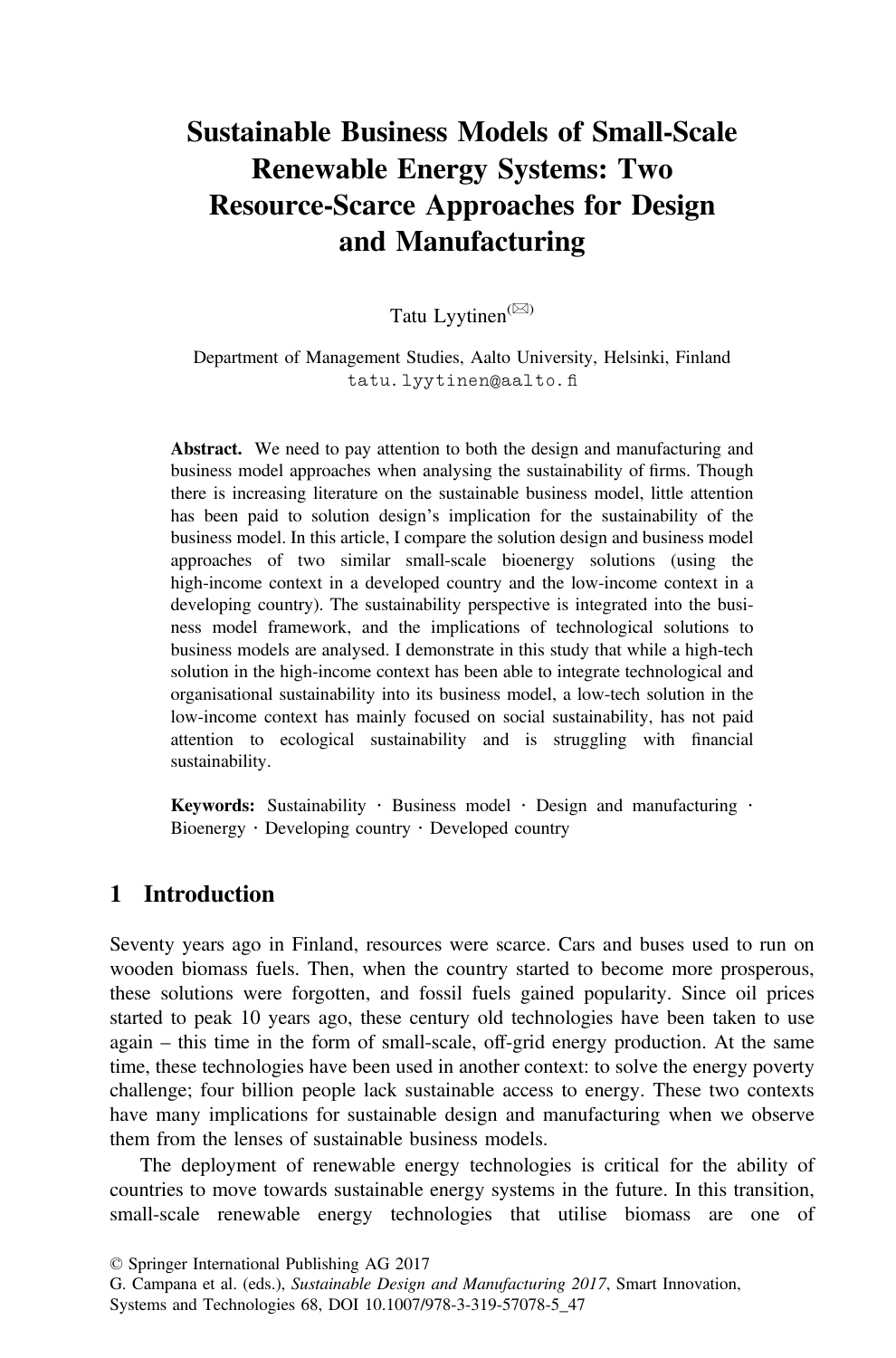# Sustainable Business Models of Small-Scale Renewable Energy Systems: Two Resource-Scarce Approaches for Design and Manufacturing

Tatu Lyytinen(✉)

Department of Management Studies, Aalto University, Helsinki, Finland
tatu.lyytinen@aalto.fi

**Abstract.** We need to pay attention to both the design and manufacturing and business model approaches when analysing the sustainability of firms. Though there is increasing literature on the sustainable business model, little attention has been paid to solution design's implication for the sustainability of the business model. In this article, I compare the solution design and business model approaches of two similar small-scale bioenergy solutions (using the high-income context in a developed country and the low-income context in a developing country). The sustainability perspective is integrated into the business model framework, and the implications of technological solutions to business models are analysed. I demonstrate in this study that while a high-tech solution in the high-income context has been able to integrate technological and organisational sustainability into its business model, a low-tech solution in the low-income context has mainly focused on social sustainability, has not paid attention to ecological sustainability and is struggling with financial sustainability.

**Keywords:** Sustainability · Business model · Design and manufacturing · Bioenergy · Developing country · Developed country

## 1 Introduction

Seventy years ago in Finland, resources were scarce. Cars and buses used to run on wooden biomass fuels. Then, when the country started to become more prosperous, these solutions were forgotten, and fossil fuels gained popularity. Since oil prices started to peak 10 years ago, these century old technologies have been taken to use again – this time in the form of small-scale, off-grid energy production. At the same time, these technologies have been used in another context: to solve the energy poverty challenge; four billion people lack sustainable access to energy. These two contexts have many implications for sustainable design and manufacturing when we observe them from the lenses of sustainable business models.

The deployment of renewable energy technologies is critical for the ability of countries to move towards sustainable energy systems in the future. In this transition, small-scale renewable energy technologies that utilise biomass are one of

© Springer International Publishing AG 2017
G. Campana et al. (eds.), *Sustainable Design and Manufacturing 2017*, Smart Innovation, Systems and Technologies 68, DOI 10.1007/978-3-319-57078-5_47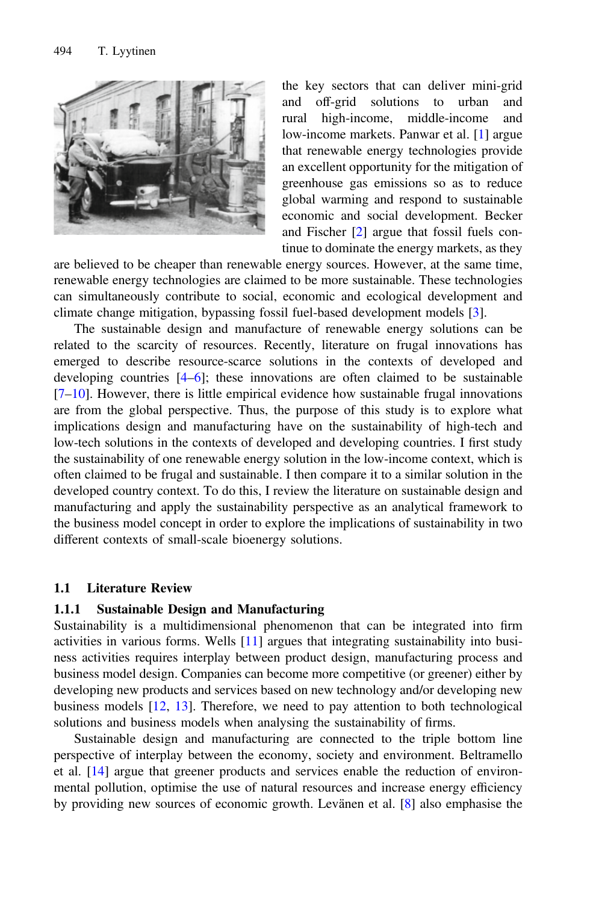the key sectors that can deliver mini-grid and off-grid solutions to urban and rural high-income, middle-income and low-income markets. Panwar et al. [1] argue that renewable energy technologies provide an excellent opportunity for the mitigation of greenhouse gas emissions so as to reduce global warming and respond to sustainable economic and social development. Becker and Fischer [2] argue that fossil fuels continue to dominate the energy markets, as they are believed to be cheaper than renewable energy sources. However, at the same time, renewable energy technologies are claimed to be more sustainable. These technologies can simultaneously contribute to social, economic and ecological development and climate change mitigation, bypassing fossil fuel-based development models [3].

The sustainable design and manufacture of renewable energy solutions can be related to the scarcity of resources. Recently, literature on frugal innovations has emerged to describe resource-scarce solutions in the contexts of developed and developing countries [4–6]; these innovations are often claimed to be sustainable [7–10]. However, there is little empirical evidence how sustainable frugal innovations are from the global perspective. Thus, the purpose of this study is to explore what implications design and manufacturing have on the sustainability of high-tech and low-tech solutions in the contexts of developed and developing countries. I first study the sustainability of one renewable energy solution in the low-income context, which is often claimed to be frugal and sustainable. I then compare it to a similar solution in the developed country context. To do this, I review the literature on sustainable design and manufacturing and apply the sustainability perspective as an analytical framework to the business model concept in order to explore the implications of sustainability in two different contexts of small-scale bioenergy solutions.

## 1.1 Literature Review

### 1.1.1 Sustainable Design and Manufacturing

Sustainability is a multidimensional phenomenon that can be integrated into firm activities in various forms. Wells [11] argues that integrating sustainability into business activities requires interplay between product design, manufacturing process and business model design. Companies can become more competitive (or greener) either by developing new products and services based on new technology and/or developing new business models [12, 13]. Therefore, we need to pay attention to both technological solutions and business models when analysing the sustainability of firms.

Sustainable design and manufacturing are connected to the triple bottom line perspective of interplay between the economy, society and environment. Beltramello et al. [14] argue that greener products and services enable the reduction of environmental pollution, optimise the use of natural resources and increase energy efficiency by providing new sources of economic growth. Levänen et al. [8] also emphasise the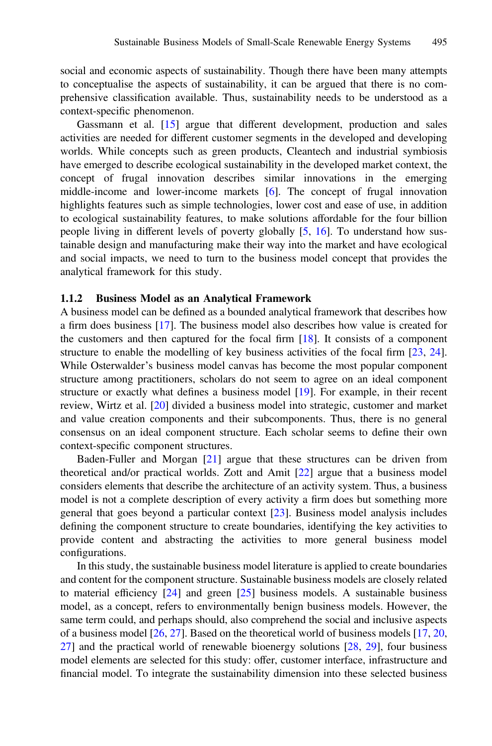social and economic aspects of sustainability. Though there have been many attempts to conceptualise the aspects of sustainability, it can be argued that there is no comprehensive classification available. Thus, sustainability needs to be understood as a context-specific phenomenon.

Gassmann et al. [15] argue that different development, production and sales activities are needed for different customer segments in the developed and developing worlds. While concepts such as green products, Cleantech and industrial symbiosis have emerged to describe ecological sustainability in the developed market context, the concept of frugal innovation describes similar innovations in the emerging middle-income and lower-income markets [6]. The concept of frugal innovation highlights features such as simple technologies, lower cost and ease of use, in addition to ecological sustainability features, to make solutions affordable for the four billion people living in different levels of poverty globally [5, 16]. To understand how sustainable design and manufacturing make their way into the market and have ecological and social impacts, we need to turn to the business model concept that provides the analytical framework for this study.

### 1.1.2 Business Model as an Analytical Framework

A business model can be defined as a bounded analytical framework that describes how a firm does business [17]. The business model also describes how value is created for the customers and then captured for the focal firm [18]. It consists of a component structure to enable the modelling of key business activities of the focal firm [23, 24]. While Osterwalder's business model canvas has become the most popular component structure among practitioners, scholars do not seem to agree on an ideal component structure or exactly what defines a business model [19]. For example, in their recent review, Wirtz et al. [20] divided a business model into strategic, customer and market and value creation components and their subcomponents. Thus, there is no general consensus on an ideal component structure. Each scholar seems to define their own context-specific component structures.

Baden-Fuller and Morgan [21] argue that these structures can be driven from theoretical and/or practical worlds. Zott and Amit [22] argue that a business model considers elements that describe the architecture of an activity system. Thus, a business model is not a complete description of every activity a firm does but something more general that goes beyond a particular context [23]. Business model analysis includes defining the component structure to create boundaries, identifying the key activities to provide content and abstracting the activities to more general business model configurations.

In this study, the sustainable business model literature is applied to create boundaries and content for the component structure. Sustainable business models are closely related to material efficiency [24] and green [25] business models. A sustainable business model, as a concept, refers to environmentally benign business models. However, the same term could, and perhaps should, also comprehend the social and inclusive aspects of a business model [26, 27]. Based on the theoretical world of business models [17, 20, 27] and the practical world of renewable bioenergy solutions [28, 29], four business model elements are selected for this study: offer, customer interface, infrastructure and financial model. To integrate the sustainability dimension into these selected business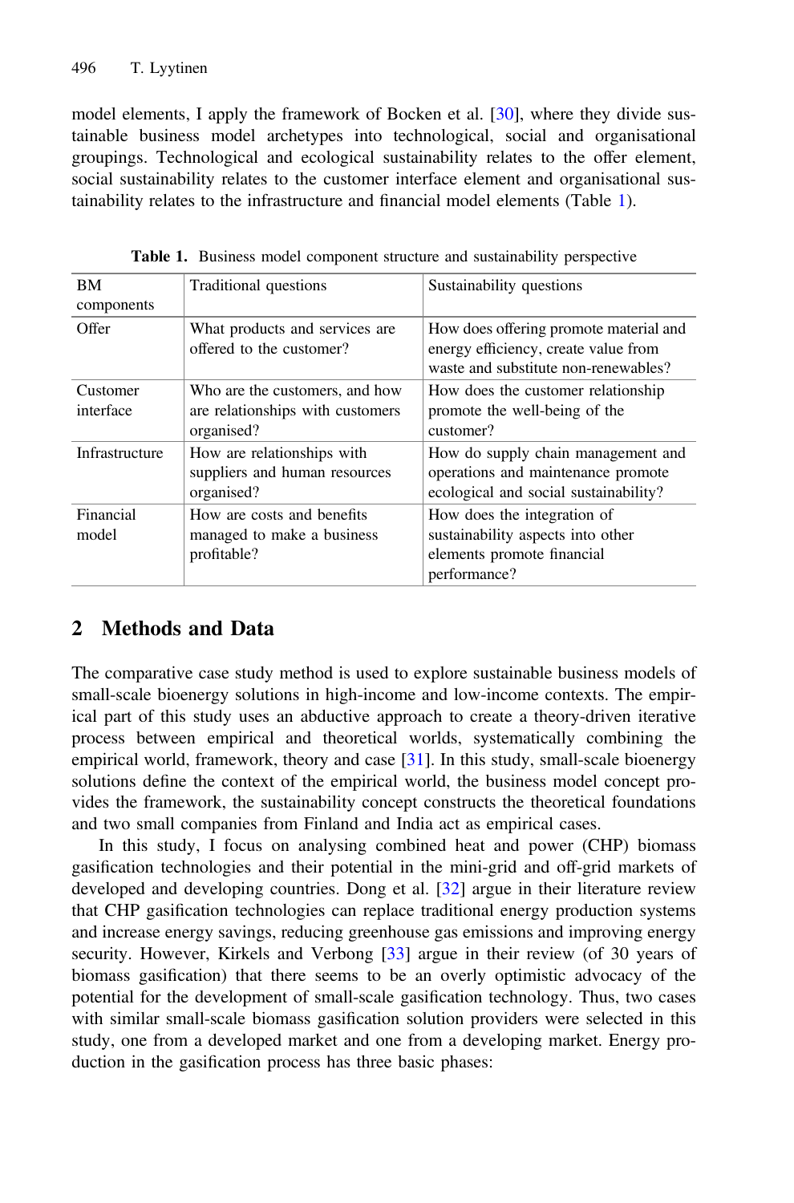model elements, I apply the framework of Bocken et al. [30], where they divide sustainable business model archetypes into technological, social and organisational groupings. Technological and ecological sustainability relates to the offer element, social sustainability relates to the customer interface element and organisational sustainability relates to the infrastructure and financial model elements (Table 1).

**Table 1.** Business model component structure and sustainability perspective

| BM components | Traditional questions | Sustainability questions |
|---|---|---|
| Offer | What products and services are offered to the customer? | How does offering promote material and energy efficiency, create value from waste and substitute non-renewables? |
| Customer interface | Who are the customers, and how are relationships with customers organised? | How does the customer relationship promote the well-being of the customer? |
| Infrastructure | How are relationships with suppliers and human resources organised? | How do supply chain management and operations and maintenance promote ecological and social sustainability? |
| Financial model | How are costs and benefits managed to make a business profitable? | How does the integration of sustainability aspects into other elements promote financial performance? |

## 2 Methods and Data

The comparative case study method is used to explore sustainable business models of small-scale bioenergy solutions in high-income and low-income contexts. The empirical part of this study uses an abductive approach to create a theory-driven iterative process between empirical and theoretical worlds, systematically combining the empirical world, framework, theory and case [31]. In this study, small-scale bioenergy solutions define the context of the empirical world, the business model concept provides the framework, the sustainability concept constructs the theoretical foundations and two small companies from Finland and India act as empirical cases.

In this study, I focus on analysing combined heat and power (CHP) biomass gasification technologies and their potential in the mini-grid and off-grid markets of developed and developing countries. Dong et al. [32] argue in their literature review that CHP gasification technologies can replace traditional energy production systems and increase energy savings, reducing greenhouse gas emissions and improving energy security. However, Kirkels and Verbong [33] argue in their review (of 30 years of biomass gasification) that there seems to be an overly optimistic advocacy of the potential for the development of small-scale gasification technology. Thus, two cases with similar small-scale biomass gasification solution providers were selected in this study, one from a developed market and one from a developing market. Energy production in the gasification process has three basic phases: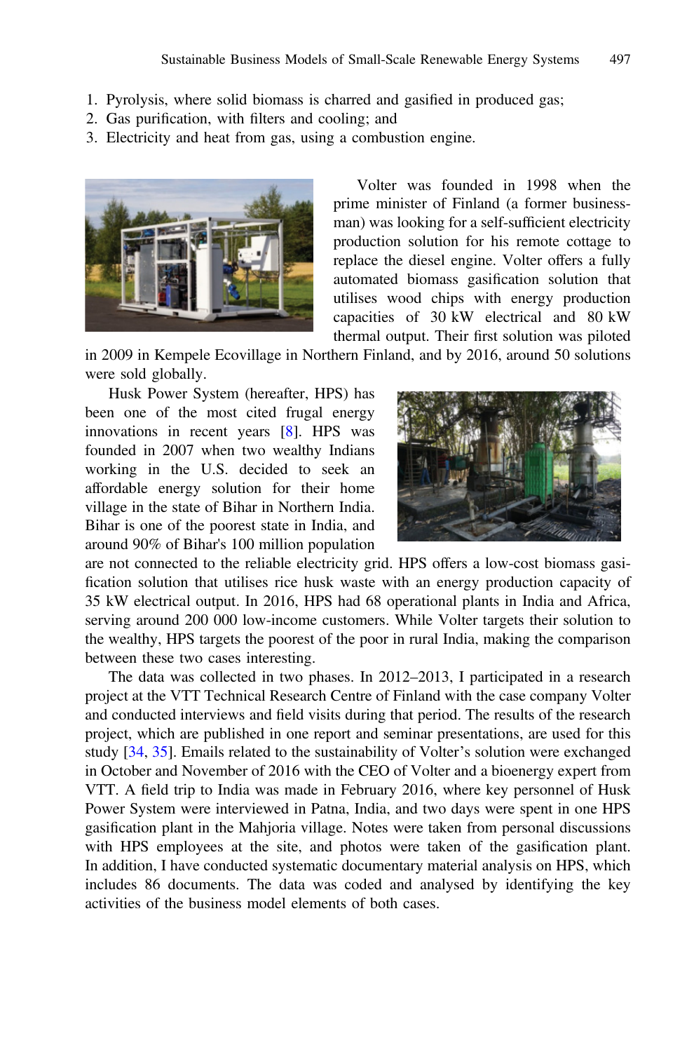1. Pyrolysis, where solid biomass is charred and gasified in produced gas;
2. Gas purification, with filters and cooling; and
3. Electricity and heat from gas, using a combustion engine.

Volter was founded in 1998 when the prime minister of Finland (a former businessman) was looking for a self-sufficient electricity production solution for his remote cottage to replace the diesel engine. Volter offers a fully automated biomass gasification solution that utilises wood chips with energy production capacities of 30 kW electrical and 80 kW thermal output. Their first solution was piloted in 2009 in Kempele Ecovillage in Northern Finland, and by 2016, around 50 solutions were sold globally.

Husk Power System (hereafter, HPS) has been one of the most cited frugal energy innovations in recent years [8]. HPS was founded in 2007 when two wealthy Indians working in the U.S. decided to seek an affordable energy solution for their home village in the state of Bihar in Northern India. Bihar is one of the poorest state in India, and around 90% of Bihar's 100 million population are not connected to the reliable electricity grid. HPS offers a low-cost biomass gasification solution that utilises rice husk waste with an energy production capacity of 35 kW electrical output. In 2016, HPS had 68 operational plants in India and Africa, serving around 200 000 low-income customers. While Volter targets their solution to the wealthy, HPS targets the poorest of the poor in rural India, making the comparison between these two cases interesting.

The data was collected in two phases. In 2012–2013, I participated in a research project at the VTT Technical Research Centre of Finland with the case company Volter and conducted interviews and field visits during that period. The results of the research project, which are published in one report and seminar presentations, are used for this study [34, 35]. Emails related to the sustainability of Volter's solution were exchanged in October and November of 2016 with the CEO of Volter and a bioenergy expert from VTT. A field trip to India was made in February 2016, where key personnel of Husk Power System were interviewed in Patna, India, and two days were spent in one HPS gasification plant in the Mahjoria village. Notes were taken from personal discussions with HPS employees at the site, and photos were taken of the gasification plant. In addition, I have conducted systematic documentary material analysis on HPS, which includes 86 documents. The data was coded and analysed by identifying the key activities of the business model elements of both cases.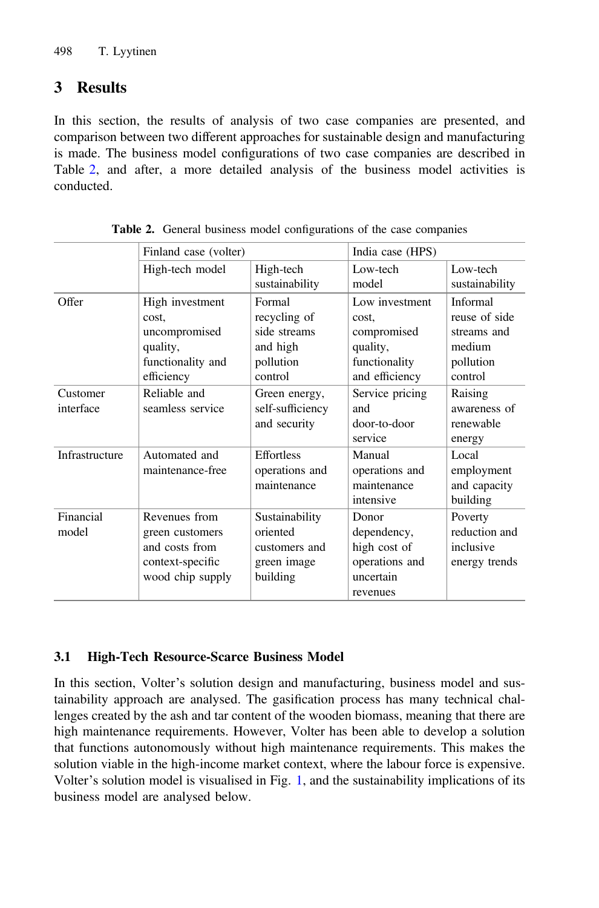# 3 Results

In this section, the results of analysis of two case companies are presented, and comparison between two different approaches for sustainable design and manufacturing is made. The business model configurations of two case companies are described in Table 2, and after, a more detailed analysis of the business model activities is conducted.

**Table 2.** General business model configurations of the case companies

| | Finland case (volter) | | India case (HPS) | |
|---|---|---|---|---|
| | High-tech model | High-tech sustainability | Low-tech model | Low-tech sustainability |
| Offer | High investment cost, uncompromised quality, functionality and efficiency | Formal recycling of side streams and high pollution control | Low investment cost, compromised quality, functionality and efficiency | Informal reuse of side streams and medium pollution control |
| Customer interface | Reliable and seamless service | Green energy, self-sufficiency and security | Service pricing and door-to-door service | Raising awareness of renewable energy |
| Infrastructure | Automated and maintenance-free | Effortless operations and maintenance | Manual operations and maintenance intensive | Local employment and capacity building |
| Financial model | Revenues from green customers and costs from context-specific wood chip supply | Sustainability oriented customers and green image building | Donor dependency, high cost of operations and uncertain revenues | Poverty reduction and inclusive energy trends |

## 3.1 High-Tech Resource-Scarce Business Model

In this section, Volter's solution design and manufacturing, business model and sustainability approach are analysed. The gasification process has many technical challenges created by the ash and tar content of the wooden biomass, meaning that there are high maintenance requirements. However, Volter has been able to develop a solution that functions autonomously without high maintenance requirements. This makes the solution viable in the high-income market context, where the labour force is expensive. Volter's solution model is visualised in Fig. 1, and the sustainability implications of its business model are analysed below.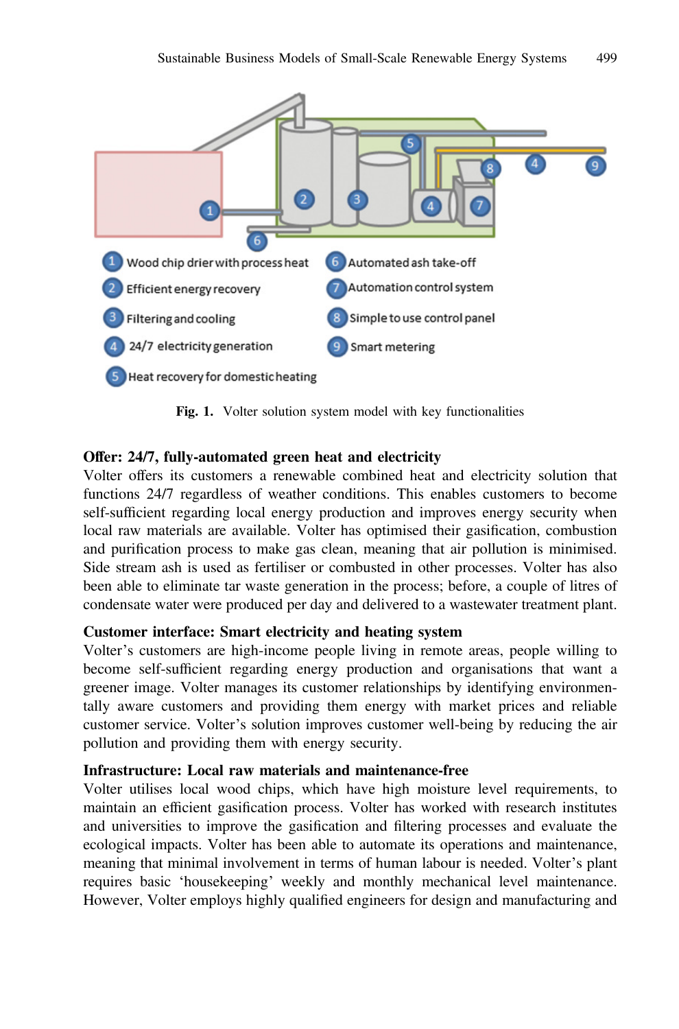1 Wood chip drier with process heat
2 Efficient energy recovery
3 Filtering and cooling
4 24/7 electricity generation
5 Heat recovery for domestic heating
6 Automated ash take-off
7 Automation control system
8 Simple to use control panel
9 Smart metering

**Fig. 1.** Volter solution system model with key functionalities

**Offer: 24/7, fully-automated green heat and electricity**

Volter offers its customers a renewable combined heat and electricity solution that functions 24/7 regardless of weather conditions. This enables customers to become self-sufficient regarding local energy production and improves energy security when local raw materials are available. Volter has optimised their gasification, combustion and purification process to make gas clean, meaning that air pollution is minimised. Side stream ash is used as fertiliser or combusted in other processes. Volter has also been able to eliminate tar waste generation in the process; before, a couple of litres of condensate water were produced per day and delivered to a wastewater treatment plant.

**Customer interface: Smart electricity and heating system**

Volter's customers are high-income people living in remote areas, people willing to become self-sufficient regarding energy production and organisations that want a greener image. Volter manages its customer relationships by identifying environmentally aware customers and providing them energy with market prices and reliable customer service. Volter's solution improves customer well-being by reducing the air pollution and providing them with energy security.

**Infrastructure: Local raw materials and maintenance-free**

Volter utilises local wood chips, which have high moisture level requirements, to maintain an efficient gasification process. Volter has worked with research institutes and universities to improve the gasification and filtering processes and evaluate the ecological impacts. Volter has been able to automate its operations and maintenance, meaning that minimal involvement in terms of human labour is needed. Volter's plant requires basic 'housekeeping' weekly and monthly mechanical level maintenance. However, Volter employs highly qualified engineers for design and manufacturing and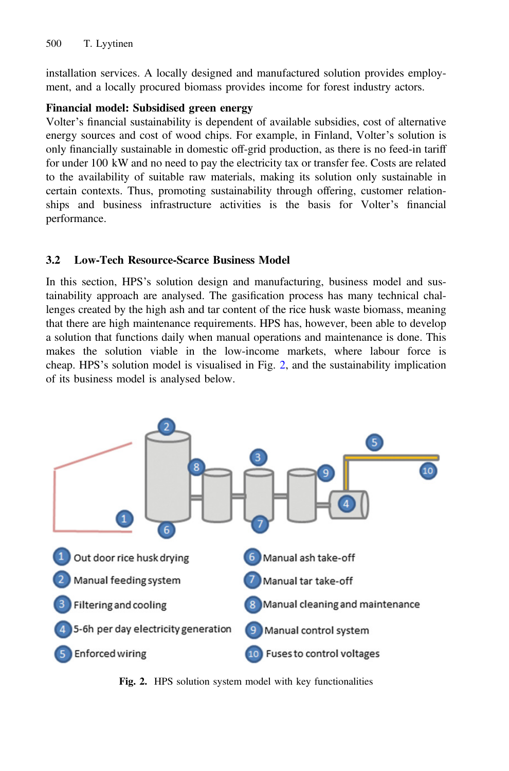installation services. A locally designed and manufactured solution provides employment, and a locally procured biomass provides income for forest industry actors.

**Financial model: Subsidised green energy**
Volter's financial sustainability is dependent of available subsidies, cost of alternative energy sources and cost of wood chips. For example, in Finland, Volter's solution is only financially sustainable in domestic off-grid production, as there is no feed-in tariff for under 100 kW and no need to pay the electricity tax or transfer fee. Costs are related to the availability of suitable raw materials, making its solution only sustainable in certain contexts. Thus, promoting sustainability through offering, customer relationships and business infrastructure activities is the basis for Volter's financial performance.

### 3.2 Low-Tech Resource-Scarce Business Model

In this section, HPS's solution design and manufacturing, business model and sustainability approach are analysed. The gasification process has many technical challenges created by the high ash and tar content of the rice husk waste biomass, meaning that there are high maintenance requirements. HPS has, however, been able to develop a solution that functions daily when manual operations and maintenance is done. This makes the solution viable in the low-income markets, where labour force is cheap. HPS's solution model is visualised in Fig. 2, and the sustainability implication of its business model is analysed below.

1. Out door rice husk drying
2. Manual feeding system
3. Filtering and cooling
4. 5-6h per day electricity generation
5. Enforced wiring
6. Manual ash take-off
7. Manual tar take-off
8. Manual cleaning and maintenance
9. Manual control system
10. Fuses to control voltages

**Fig. 2.** HPS solution system model with key functionalities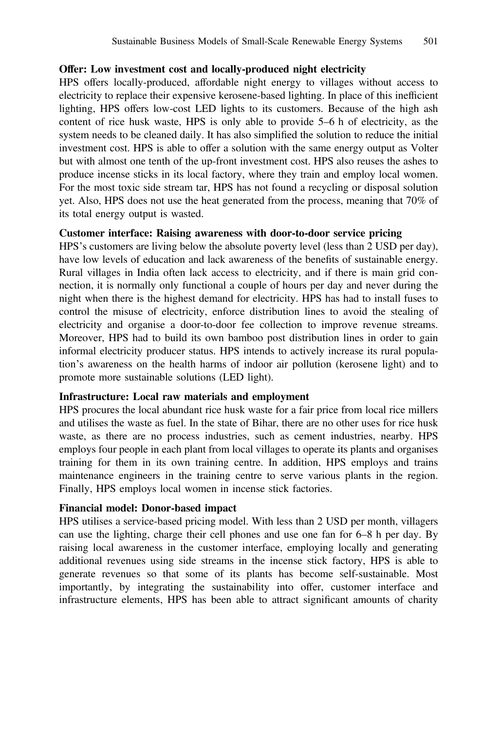**Offer: Low investment cost and locally-produced night electricity**

HPS offers locally-produced, affordable night energy to villages without access to electricity to replace their expensive kerosene-based lighting. In place of this inefficient lighting, HPS offers low-cost LED lights to its customers. Because of the high ash content of rice husk waste, HPS is only able to provide 5–6 h of electricity, as the system needs to be cleaned daily. It has also simplified the solution to reduce the initial investment cost. HPS is able to offer a solution with the same energy output as Volter but with almost one tenth of the up-front investment cost. HPS also reuses the ashes to produce incense sticks in its local factory, where they train and employ local women. For the most toxic side stream tar, HPS has not found a recycling or disposal solution yet. Also, HPS does not use the heat generated from the process, meaning that 70% of its total energy output is wasted.

**Customer interface: Raising awareness with door-to-door service pricing**

HPS's customers are living below the absolute poverty level (less than 2 USD per day), have low levels of education and lack awareness of the benefits of sustainable energy. Rural villages in India often lack access to electricity, and if there is main grid connection, it is normally only functional a couple of hours per day and never during the night when there is the highest demand for electricity. HPS has had to install fuses to control the misuse of electricity, enforce distribution lines to avoid the stealing of electricity and organise a door-to-door fee collection to improve revenue streams. Moreover, HPS had to build its own bamboo post distribution lines in order to gain informal electricity producer status. HPS intends to actively increase its rural population's awareness on the health harms of indoor air pollution (kerosene light) and to promote more sustainable solutions (LED light).

**Infrastructure: Local raw materials and employment**

HPS procures the local abundant rice husk waste for a fair price from local rice millers and utilises the waste as fuel. In the state of Bihar, there are no other uses for rice husk waste, as there are no process industries, such as cement industries, nearby. HPS employs four people in each plant from local villages to operate its plants and organises training for them in its own training centre. In addition, HPS employs and trains maintenance engineers in the training centre to serve various plants in the region. Finally, HPS employs local women in incense stick factories.

**Financial model: Donor-based impact**

HPS utilises a service-based pricing model. With less than 2 USD per month, villagers can use the lighting, charge their cell phones and use one fan for 6–8 h per day. By raising local awareness in the customer interface, employing locally and generating additional revenues using side streams in the incense stick factory, HPS is able to generate revenues so that some of its plants has become self-sustainable. Most importantly, by integrating the sustainability into offer, customer interface and infrastructure elements, HPS has been able to attract significant amounts of charity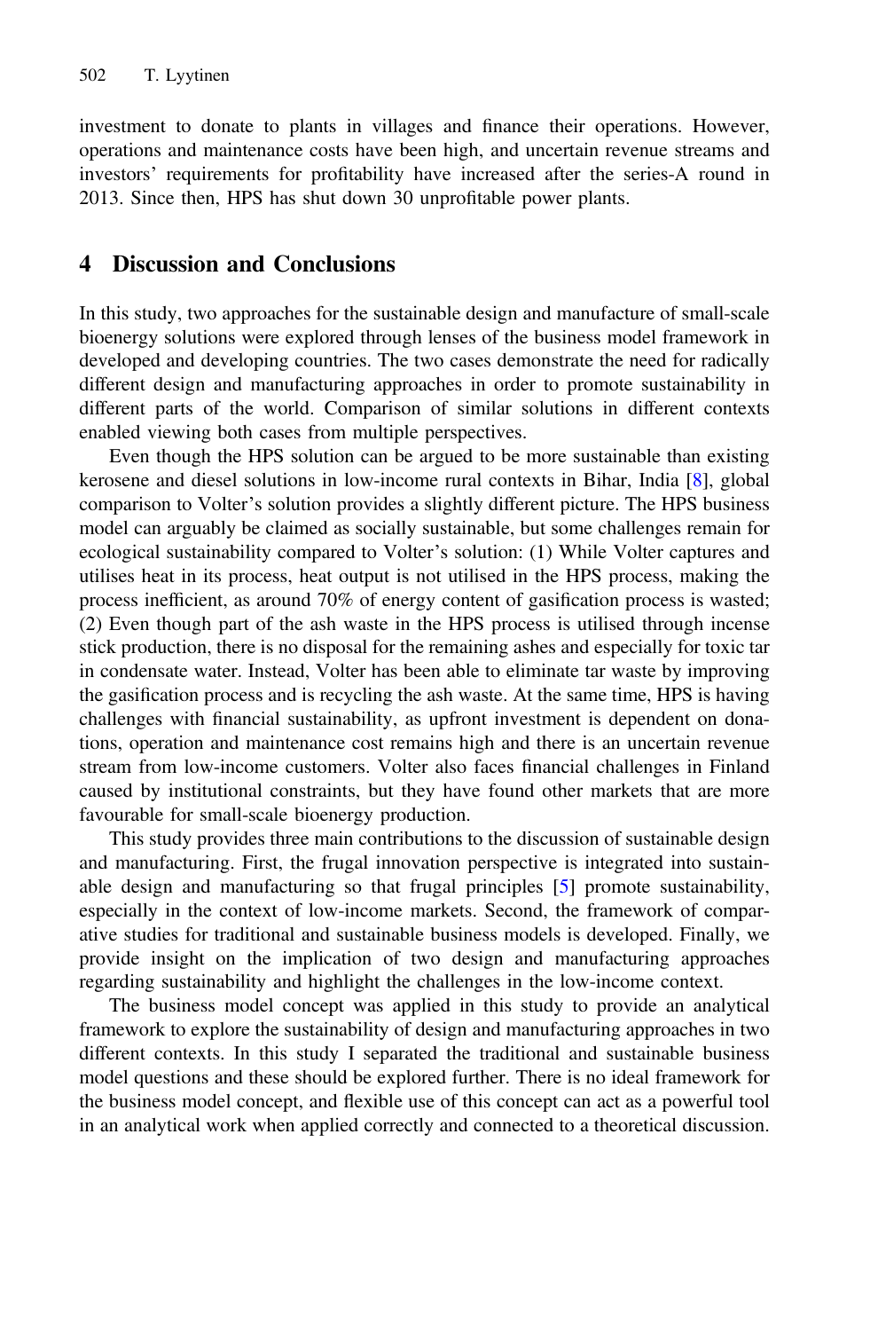investment to donate to plants in villages and finance their operations. However, operations and maintenance costs have been high, and uncertain revenue streams and investors' requirements for profitability have increased after the series-A round in 2013. Since then, HPS has shut down 30 unprofitable power plants.

## 4 Discussion and Conclusions

In this study, two approaches for the sustainable design and manufacture of small-scale bioenergy solutions were explored through lenses of the business model framework in developed and developing countries. The two cases demonstrate the need for radically different design and manufacturing approaches in order to promote sustainability in different parts of the world. Comparison of similar solutions in different contexts enabled viewing both cases from multiple perspectives.

Even though the HPS solution can be argued to be more sustainable than existing kerosene and diesel solutions in low-income rural contexts in Bihar, India [8], global comparison to Volter's solution provides a slightly different picture. The HPS business model can arguably be claimed as socially sustainable, but some challenges remain for ecological sustainability compared to Volter's solution: (1) While Volter captures and utilises heat in its process, heat output is not utilised in the HPS process, making the process inefficient, as around 70% of energy content of gasification process is wasted; (2) Even though part of the ash waste in the HPS process is utilised through incense stick production, there is no disposal for the remaining ashes and especially for toxic tar in condensate water. Instead, Volter has been able to eliminate tar waste by improving the gasification process and is recycling the ash waste. At the same time, HPS is having challenges with financial sustainability, as upfront investment is dependent on donations, operation and maintenance cost remains high and there is an uncertain revenue stream from low-income customers. Volter also faces financial challenges in Finland caused by institutional constraints, but they have found other markets that are more favourable for small-scale bioenergy production.

This study provides three main contributions to the discussion of sustainable design and manufacturing. First, the frugal innovation perspective is integrated into sustainable design and manufacturing so that frugal principles [5] promote sustainability, especially in the context of low-income markets. Second, the framework of comparative studies for traditional and sustainable business models is developed. Finally, we provide insight on the implication of two design and manufacturing approaches regarding sustainability and highlight the challenges in the low-income context.

The business model concept was applied in this study to provide an analytical framework to explore the sustainability of design and manufacturing approaches in two different contexts. In this study I separated the traditional and sustainable business model questions and these should be explored further. There is no ideal framework for the business model concept, and flexible use of this concept can act as a powerful tool in an analytical work when applied correctly and connected to a theoretical discussion.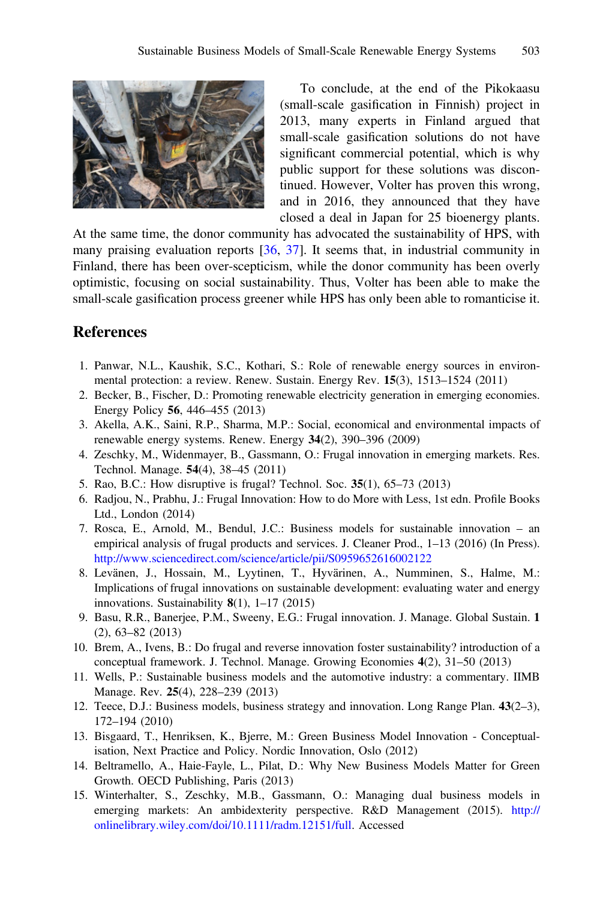To conclude, at the end of the Pikokaasu (small-scale gasification in Finnish) project in 2013, many experts in Finland argued that small-scale gasification solutions do not have significant commercial potential, which is why public support for these solutions was discontinued. However, Volter has proven this wrong, and in 2016, they announced that they have closed a deal in Japan for 25 bioenergy plants. At the same time, the donor community has advocated the sustainability of HPS, with many praising evaluation reports [36, 37]. It seems that, in industrial community in Finland, there has been over-scepticism, while the donor community has been overly optimistic, focusing on social sustainability. Thus, Volter has been able to make the small-scale gasification process greener while HPS has only been able to romanticise it.

## References

1. Panwar, N.L., Kaushik, S.C., Kothari, S.: Role of renewable energy sources in environmental protection: a review. Renew. Sustain. Energy Rev. **15**(3), 1513–1524 (2011)
2. Becker, B., Fischer, D.: Promoting renewable electricity generation in emerging economies. Energy Policy **56**, 446–455 (2013)
3. Akella, A.K., Saini, R.P., Sharma, M.P.: Social, economical and environmental impacts of renewable energy systems. Renew. Energy **34**(2), 390–396 (2009)
4. Zeschky, M., Widenmayer, B., Gassmann, O.: Frugal innovation in emerging markets. Res. Technol. Manage. **54**(4), 38–45 (2011)
5. Rao, B.C.: How disruptive is frugal? Technol. Soc. **35**(1), 65–73 (2013)
6. Radjou, N., Prabhu, J.: Frugal Innovation: How to do More with Less, 1st edn. Profile Books Ltd., London (2014)
7. Rosca, E., Arnold, M., Bendul, J.C.: Business models for sustainable innovation – an empirical analysis of frugal products and services. J. Cleaner Prod., 1–13 (2016) (In Press). http://www.sciencedirect.com/science/article/pii/S0959652616002122
8. Levänen, J., Hossain, M., Lyytinen, T., Hyvärinen, A., Numminen, S., Halme, M.: Implications of frugal innovations on sustainable development: evaluating water and energy innovations. Sustainability **8**(1), 1–17 (2015)
9. Basu, R.R., Banerjee, P.M., Sweeny, E.G.: Frugal innovation. J. Manage. Global Sustain. **1** (2), 63–82 (2013)
10. Brem, A., Ivens, B.: Do frugal and reverse innovation foster sustainability? introduction of a conceptual framework. J. Technol. Manage. Growing Economies **4**(2), 31–50 (2013)
11. Wells, P.: Sustainable business models and the automotive industry: a commentary. IIMB Manage. Rev. **25**(4), 228–239 (2013)
12. Teece, D.J.: Business models, business strategy and innovation. Long Range Plan. **43**(2–3), 172–194 (2010)
13. Bisgaard, T., Henriksen, K., Bjerre, M.: Green Business Model Innovation - Conceptualisation, Next Practice and Policy. Nordic Innovation, Oslo (2012)
14. Beltramello, A., Haie-Fayle, L., Pilat, D.: Why New Business Models Matter for Green Growth. OECD Publishing, Paris (2013)
15. Winterhalter, S., Zeschky, M.B., Gassmann, O.: Managing dual business models in emerging markets: An ambidexterity perspective. R&D Management (2015). http://onlinelibrary.wiley.com/doi/10.1111/radm.12151/full. Accessed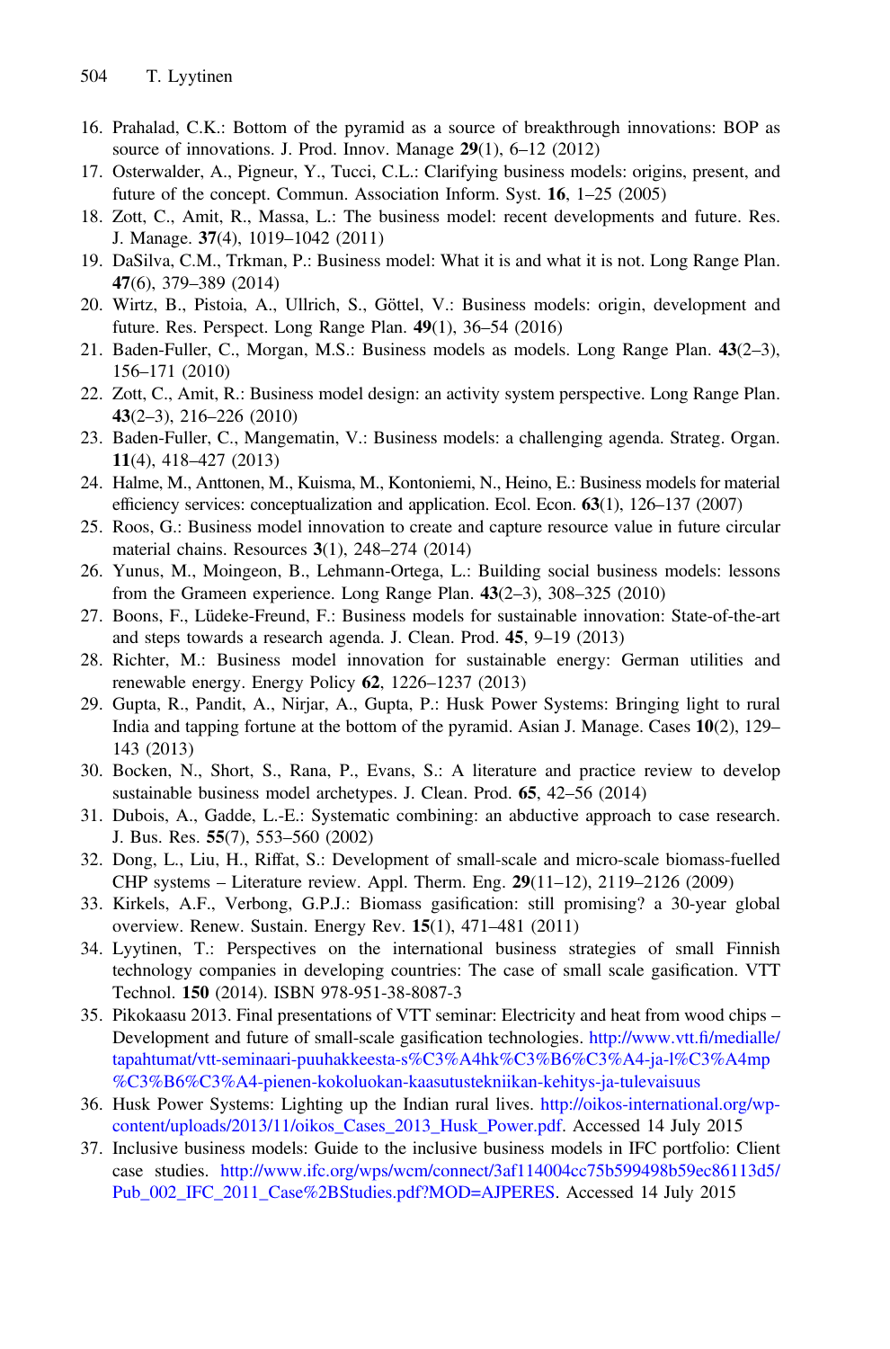16. Prahalad, C.K.: Bottom of the pyramid as a source of breakthrough innovations: BOP as source of innovations. J. Prod. Innov. Manage **29**(1), 6–12 (2012)
17. Osterwalder, A., Pigneur, Y., Tucci, C.L.: Clarifying business models: origins, present, and future of the concept. Commun. Association Inform. Syst. **16**, 1–25 (2005)
18. Zott, C., Amit, R., Massa, L.: The business model: recent developments and future. Res. J. Manage. **37**(4), 1019–1042 (2011)
19. DaSilva, C.M., Trkman, P.: Business model: What it is and what it is not. Long Range Plan. **47**(6), 379–389 (2014)
20. Wirtz, B., Pistoia, A., Ullrich, S., Göttel, V.: Business models: origin, development and future. Res. Perspect. Long Range Plan. **49**(1), 36–54 (2016)
21. Baden-Fuller, C., Morgan, M.S.: Business models as models. Long Range Plan. **43**(2–3), 156–171 (2010)
22. Zott, C., Amit, R.: Business model design: an activity system perspective. Long Range Plan. **43**(2–3), 216–226 (2010)
23. Baden-Fuller, C., Mangematin, V.: Business models: a challenging agenda. Strateg. Organ. **11**(4), 418–427 (2013)
24. Halme, M., Anttonen, M., Kuisma, M., Kontoniemi, N., Heino, E.: Business models for material efficiency services: conceptualization and application. Ecol. Econ. **63**(1), 126–137 (2007)
25. Roos, G.: Business model innovation to create and capture resource value in future circular material chains. Resources **3**(1), 248–274 (2014)
26. Yunus, M., Moingeon, B., Lehmann-Ortega, L.: Building social business models: lessons from the Grameen experience. Long Range Plan. **43**(2–3), 308–325 (2010)
27. Boons, F., Lüdeke-Freund, F.: Business models for sustainable innovation: State-of-the-art and steps towards a research agenda. J. Clean. Prod. **45**, 9–19 (2013)
28. Richter, M.: Business model innovation for sustainable energy: German utilities and renewable energy. Energy Policy **62**, 1226–1237 (2013)
29. Gupta, R., Pandit, A., Nirjar, A., Gupta, P.: Husk Power Systems: Bringing light to rural India and tapping fortune at the bottom of the pyramid. Asian J. Manage. Cases **10**(2), 129–143 (2013)
30. Bocken, N., Short, S., Rana, P., Evans, S.: A literature and practice review to develop sustainable business model archetypes. J. Clean. Prod. **65**, 42–56 (2014)
31. Dubois, A., Gadde, L.-E.: Systematic combining: an abductive approach to case research. J. Bus. Res. **55**(7), 553–560 (2002)
32. Dong, L., Liu, H., Riffat, S.: Development of small-scale and micro-scale biomass-fuelled CHP systems – Literature review. Appl. Therm. Eng. **29**(11–12), 2119–2126 (2009)
33. Kirkels, A.F., Verbong, G.P.J.: Biomass gasification: still promising? a 30-year global overview. Renew. Sustain. Energy Rev. **15**(1), 471–481 (2011)
34. Lyytinen, T.: Perspectives on the international business strategies of small Finnish technology companies in developing countries: The case of small scale gasification. VTT Technol. **150** (2014). ISBN 978-951-38-8087-3
35. Pikokaasu 2013. Final presentations of VTT seminar: Electricity and heat from wood chips – Development and future of small-scale gasification technologies. http://www.vtt.fi/medialle/tapahtumat/vtt-seminaari-puuhakkeesta-s%C3%A4hk%C3%B6%C3%A4-ja-l%C3%A4mp%C3%B6%C3%A4-pienen-kokoluokan-kaasutustekniikan-kehitys-ja-tulevaisuus
36. Husk Power Systems: Lighting up the Indian rural lives. http://oikos-international.org/wp-content/uploads/2013/11/oikos_Cases_2013_Husk_Power.pdf. Accessed 14 July 2015
37. Inclusive business models: Guide to the inclusive business models in IFC portfolio: Client case studies. http://www.ifc.org/wps/wcm/connect/3af114004cc75b599498b59ec86113d5/Pub_002_IFC_2011_Case%2BStudies.pdf?MOD=AJPERES. Accessed 14 July 2015